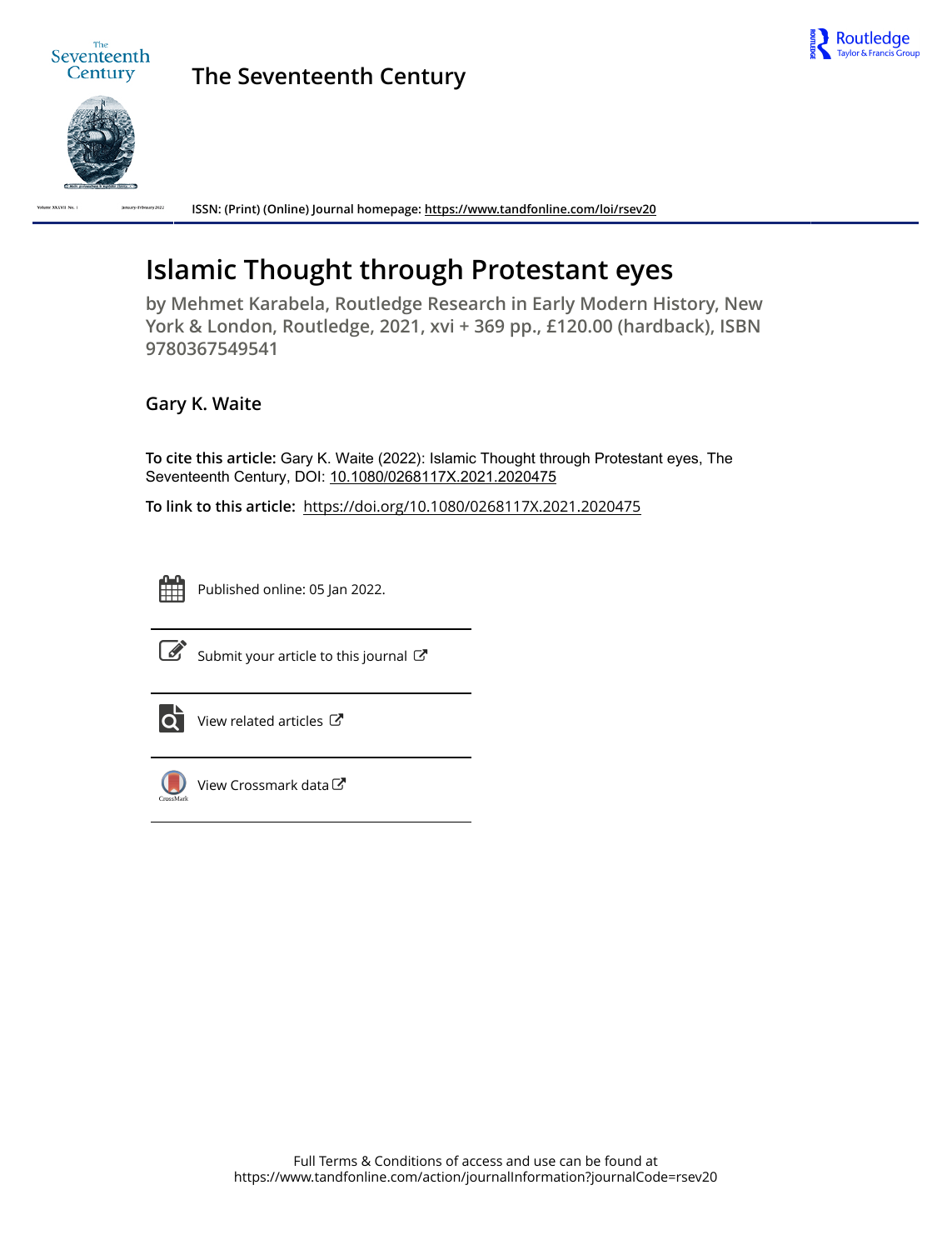# The Seventeenth Century

ISSN: (Print) (Online) Journal homepage: https://www.tandfonline.com/loi/rsev20

# Islamic Thought through Protestant eyes

## by Mehmet Karabela, Routledge Research in Early Modern History, New York & London, Routledge, 2021, xvi + 369 pp., £120.00 (hardback), ISBN 9780367549541

**Gary K. Waite**

**To cite this article:** Gary K. Waite (2022): Islamic Thought through Protestant eyes, The Seventeenth Century, DOI: 10.1080/0268117X.2021.2020475

**To link to this article:** https://doi.org/10.1080/0268117X.2021.2020475

Published online: 05 Jan 2022.

Submit your article to this journal

View related articles

View Crossmark data

Full Terms & Conditions of access and use can be found at https://www.tandfonline.com/action/journalInformation?journalCode=rsev20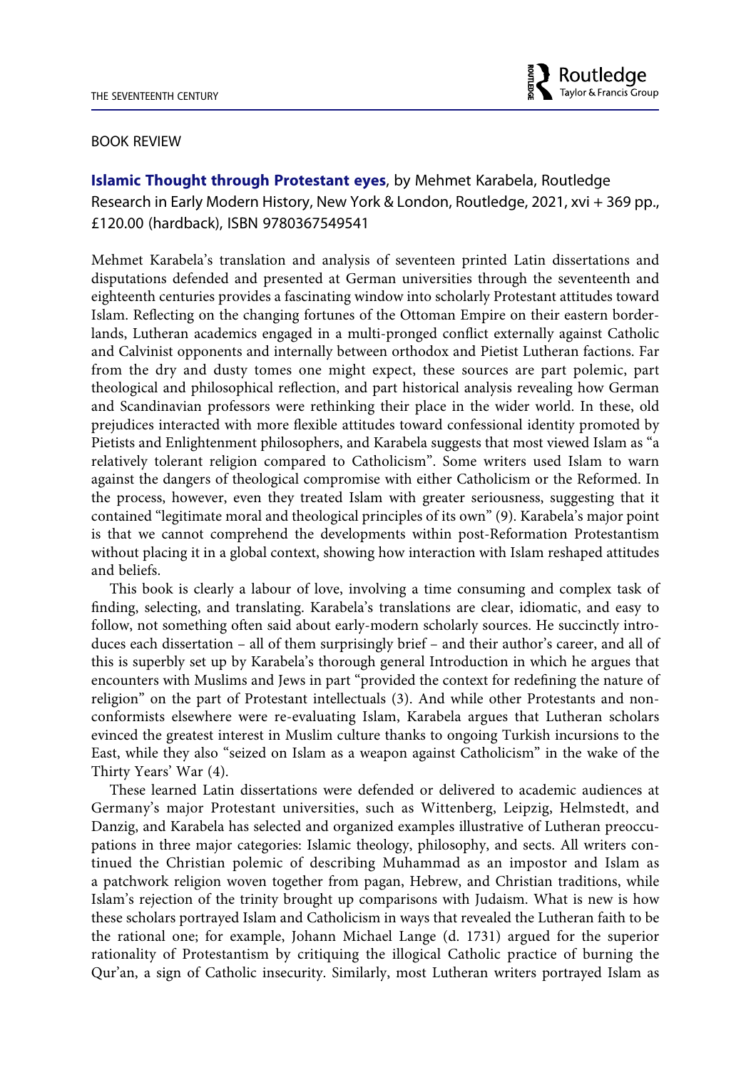BOOK REVIEW

**Islamic Thought through Protestant eyes**, by Mehmet Karabela, Routledge Research in Early Modern History, New York & London, Routledge, 2021, xvi + 369 pp., £120.00 (hardback), ISBN 9780367549541

Mehmet Karabela's translation and analysis of seventeen printed Latin dissertations and disputations defended and presented at German universities through the seventeenth and eighteenth centuries provides a fascinating window into scholarly Protestant attitudes toward Islam. Reflecting on the changing fortunes of the Ottoman Empire on their eastern borderlands, Lutheran academics engaged in a multi-pronged conflict externally against Catholic and Calvinist opponents and internally between orthodox and Pietist Lutheran factions. Far from the dry and dusty tomes one might expect, these sources are part polemic, part theological and philosophical reflection, and part historical analysis revealing how German and Scandinavian professors were rethinking their place in the wider world. In these, old prejudices interacted with more flexible attitudes toward confessional identity promoted by Pietists and Enlightenment philosophers, and Karabela suggests that most viewed Islam as "a relatively tolerant religion compared to Catholicism". Some writers used Islam to warn against the dangers of theological compromise with either Catholicism or the Reformed. In the process, however, even they treated Islam with greater seriousness, suggesting that it contained "legitimate moral and theological principles of its own" (9). Karabela's major point is that we cannot comprehend the developments within post-Reformation Protestantism without placing it in a global context, showing how interaction with Islam reshaped attitudes and beliefs.

This book is clearly a labour of love, involving a time consuming and complex task of finding, selecting, and translating. Karabela's translations are clear, idiomatic, and easy to follow, not something often said about early-modern scholarly sources. He succinctly introduces each dissertation – all of them surprisingly brief – and their author's career, and all of this is superbly set up by Karabela's thorough general Introduction in which he argues that encounters with Muslims and Jews in part "provided the context for redefining the nature of religion" on the part of Protestant intellectuals (3). And while other Protestants and nonconformists elsewhere were re-evaluating Islam, Karabela argues that Lutheran scholars evinced the greatest interest in Muslim culture thanks to ongoing Turkish incursions to the East, while they also "seized on Islam as a weapon against Catholicism" in the wake of the Thirty Years' War (4).

These learned Latin dissertations were defended or delivered to academic audiences at Germany's major Protestant universities, such as Wittenberg, Leipzig, Helmstedt, and Danzig, and Karabela has selected and organized examples illustrative of Lutheran preoccupations in three major categories: Islamic theology, philosophy, and sects. All writers continued the Christian polemic of describing Muhammad as an impostor and Islam as a patchwork religion woven together from pagan, Hebrew, and Christian traditions, while Islam's rejection of the trinity brought up comparisons with Judaism. What is new is how these scholars portrayed Islam and Catholicism in ways that revealed the Lutheran faith to be the rational one; for example, Johann Michael Lange (d. 1731) argued for the superior rationality of Protestantism by critiquing the illogical Catholic practice of burning the Qur'an, a sign of Catholic insecurity. Similarly, most Lutheran writers portrayed Islam as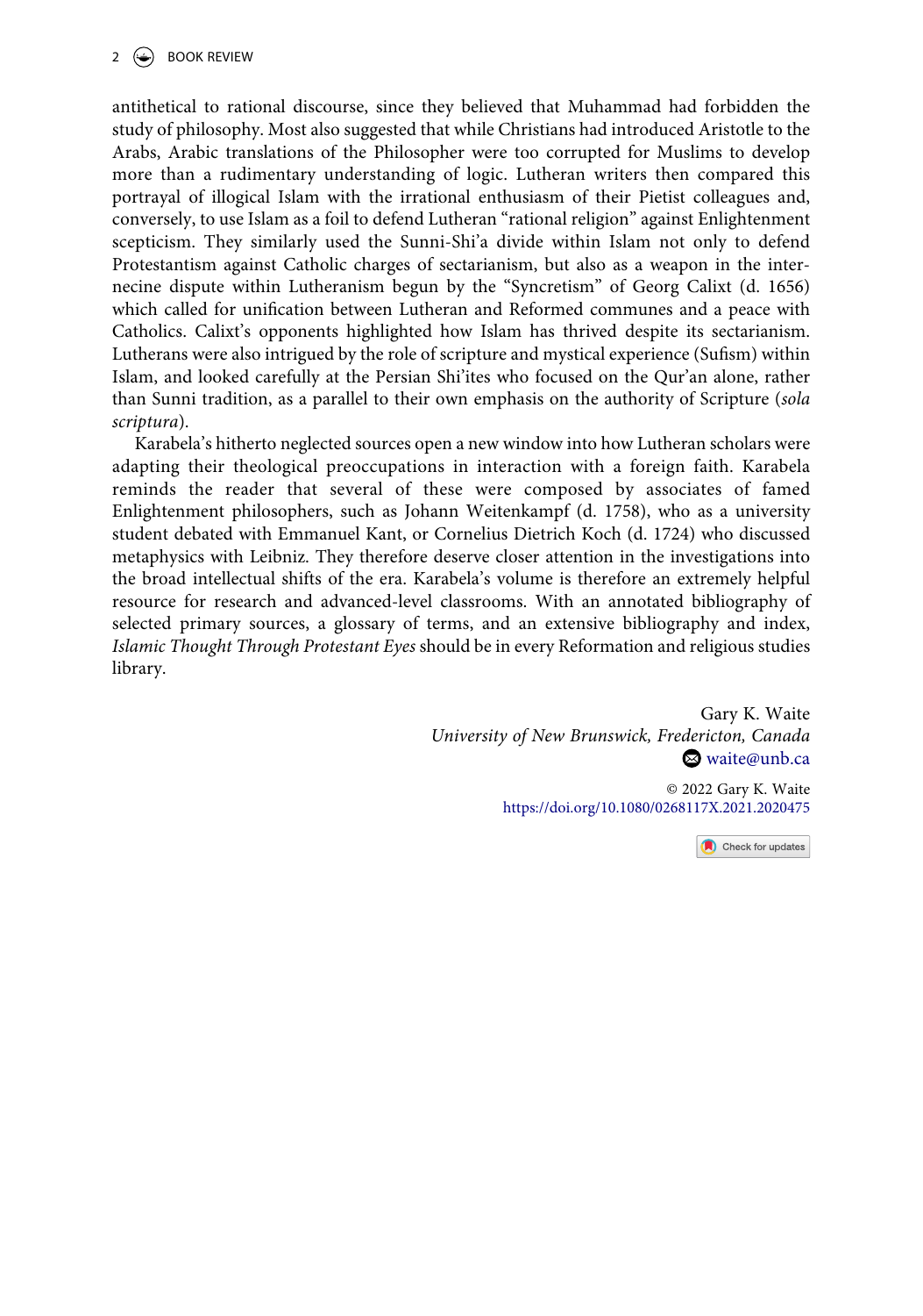antithetical to rational discourse, since they believed that Muhammad had forbidden the study of philosophy. Most also suggested that while Christians had introduced Aristotle to the Arabs, Arabic translations of the Philosopher were too corrupted for Muslims to develop more than a rudimentary understanding of logic. Lutheran writers then compared this portrayal of illogical Islam with the irrational enthusiasm of their Pietist colleagues and, conversely, to use Islam as a foil to defend Lutheran "rational religion" against Enlightenment scepticism. They similarly used the Sunni-Shi'a divide within Islam not only to defend Protestantism against Catholic charges of sectarianism, but also as a weapon in the internecine dispute within Lutheranism begun by the "Syncretism" of Georg Calixt (d. 1656) which called for unification between Lutheran and Reformed communes and a peace with Catholics. Calixt's opponents highlighted how Islam has thrived despite its sectarianism. Lutherans were also intrigued by the role of scripture and mystical experience (Sufism) within Islam, and looked carefully at the Persian Shi'ites who focused on the Qur'an alone, rather than Sunni tradition, as a parallel to their own emphasis on the authority of Scripture (*sola scriptura*).

Karabela's hitherto neglected sources open a new window into how Lutheran scholars were adapting their theological preoccupations in interaction with a foreign faith. Karabela reminds the reader that several of these were composed by associates of famed Enlightenment philosophers, such as Johann Weitenkampf (d. 1758), who as a university student debated with Emmanuel Kant, or Cornelius Dietrich Koch (d. 1724) who discussed metaphysics with Leibniz. They therefore deserve closer attention in the investigations into the broad intellectual shifts of the era. Karabela's volume is therefore an extremely helpful resource for research and advanced-level classrooms. With an annotated bibliography of selected primary sources, a glossary of terms, and an extensive bibliography and index, *Islamic Thought Through Protestant Eyes* should be in every Reformation and religious studies library.

Gary K. Waite
*University of New Brunswick, Fredericton, Canada*
waite@unb.ca

© 2022 Gary K. Waite
https://doi.org/10.1080/0268117X.2021.2020475